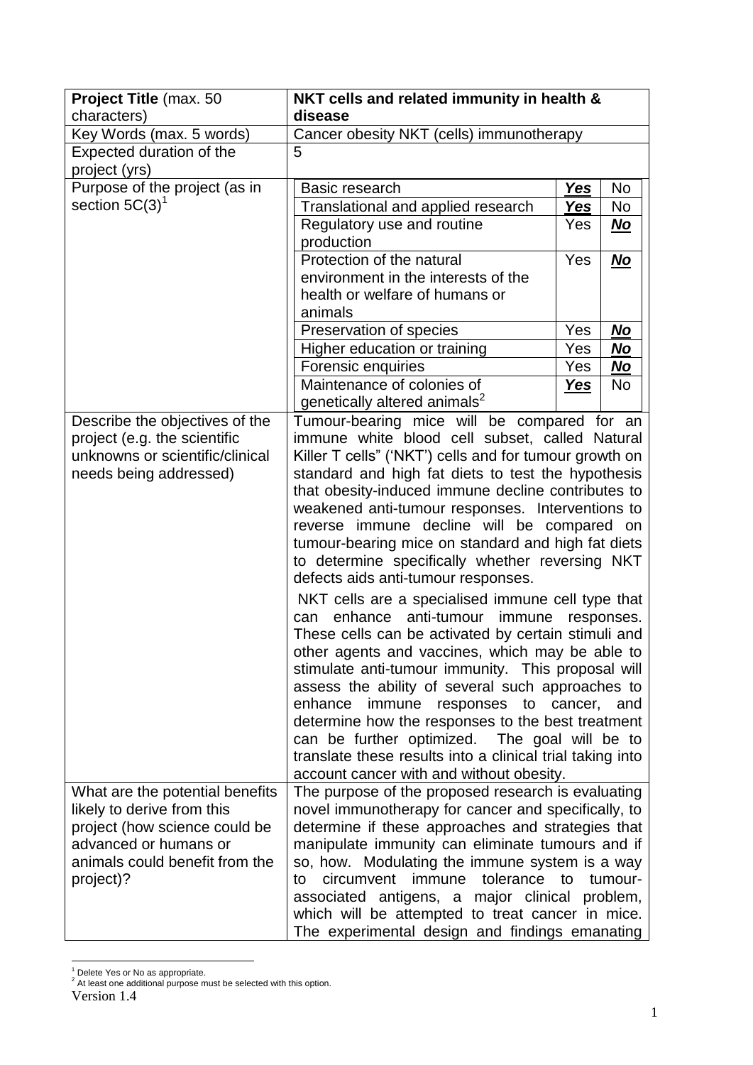| **Project Title** (max. 50 characters) | **NKT cells and related immunity in health & disease** |
|---|---|
| Key Words (max. 5 words) | Cancer obesity NKT (cells) immunotherapy |
| Expected duration of the project (yrs) | 5 |
| Purpose of the project (as in section 5C(3)[1] | Basic research — ***Yes*** / No<br>Translational and applied research — ***Yes*** / No<br>Regulatory use and routine production — Yes / ***No***<br>Protection of the natural environment in the interests of the health or welfare of humans or animals — Yes / ***No***<br>Preservation of species — Yes / ***No***<br>Higher education or training — Yes / ***No***<br>Forensic enquiries — Yes / ***No***<br>Maintenance of colonies of genetically altered animals[2] — ***Yes*** / No |
| Describe the objectives of the project (e.g. the scientific unknowns or scientific/clinical needs being addressed) | Tumour-bearing mice will be compared for an immune white blood cell subset, called Natural Killer T cells" ('NKT') cells and for tumour growth on standard and high fat diets to test the hypothesis that obesity-induced immune decline contributes to weakened anti-tumour responses. Interventions to reverse immune decline will be compared on tumour-bearing mice on standard and high fat diets to determine specifically whether reversing NKT defects aids anti-tumour responses.<br><br>NKT cells are a specialised immune cell type that can enhance anti-tumour immune responses. These cells can be activated by certain stimuli and other agents and vaccines, which may be able to stimulate anti-tumour immunity. This proposal will assess the ability of several such approaches to enhance immune responses to cancer, and determine how the responses to the best treatment can be further optimized. The goal will be to translate these results into a clinical trial taking into account cancer with and without obesity. |
| What are the potential benefits likely to derive from this project (how science could be advanced or humans or animals could benefit from the project)? | The purpose of the proposed research is evaluating novel immunotherapy for cancer and specifically, to determine if these approaches and strategies that manipulate immunity can eliminate tumours and if so, how. Modulating the immune system is a way to circumvent immune tolerance to tumour-associated antigens, a major clinical problem, which will be attempted to treat cancer in mice. The experimental design and findings emanating |

[1] Delete Yes or No as appropriate.
[2] At least one additional purpose must be selected with this option.

Version 1.4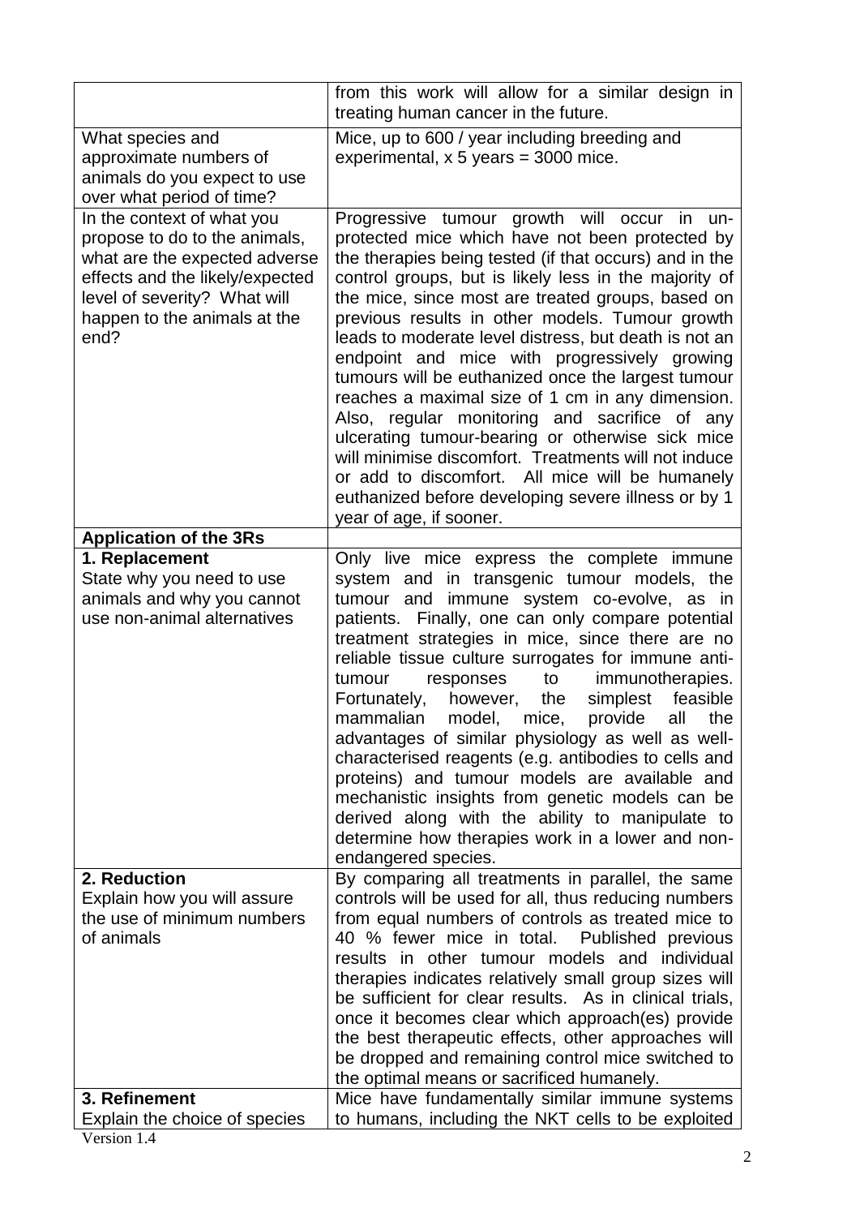| | |
|---|---|
| | from this work will allow for a similar design in treating human cancer in the future. |
| What species and approximate numbers of animals do you expect to use over what period of time? | Mice, up to 600 / year including breeding and experimental, x 5 years = 3000 mice. |
| In the context of what you propose to do to the animals, what are the expected adverse effects and the likely/expected level of severity? What will happen to the animals at the end? | Progressive tumour growth will occur in un-protected mice which have not been protected by the therapies being tested (if that occurs) and in the control groups, but is likely less in the majority of the mice, since most are treated groups, based on previous results in other models. Tumour growth leads to moderate level distress, but death is not an endpoint and mice with progressively growing tumours will be euthanized once the largest tumour reaches a maximal size of 1 cm in any dimension. Also, regular monitoring and sacrifice of any ulcerating tumour-bearing or otherwise sick mice will minimise discomfort. Treatments will not induce or add to discomfort. All mice will be humanely euthanized before developing severe illness or by 1 year of age, if sooner. |
| **Application of the 3Rs** | |
| **1. Replacement**<br>State why you need to use animals and why you cannot use non-animal alternatives | Only live mice express the complete immune system and in transgenic tumour models, the tumour and immune system co-evolve, as in patients. Finally, one can only compare potential treatment strategies in mice, since there are no reliable tissue culture surrogates for immune anti-tumour responses to immunotherapies. Fortunately, however, the simplest feasible mammalian model, mice, provide all the advantages of similar physiology as well as well-characterised reagents (e.g. antibodies to cells and proteins) and tumour models are available and mechanistic insights from genetic models can be derived along with the ability to manipulate to determine how therapies work in a lower and non-endangered species. |
| **2. Reduction**<br>Explain how you will assure the use of minimum numbers of animals | By comparing all treatments in parallel, the same controls will be used for all, thus reducing numbers from equal numbers of controls as treated mice to 40 % fewer mice in total. Published previous results in other tumour models and individual therapies indicates relatively small group sizes will be sufficient for clear results. As in clinical trials, once it becomes clear which approach(es) provide the best therapeutic effects, other approaches will be dropped and remaining control mice switched to the optimal means or sacrificed humanely. |
| **3. Refinement**<br>Explain the choice of species | Mice have fundamentally similar immune systems to humans, including the NKT cells to be exploited |

Version 1.4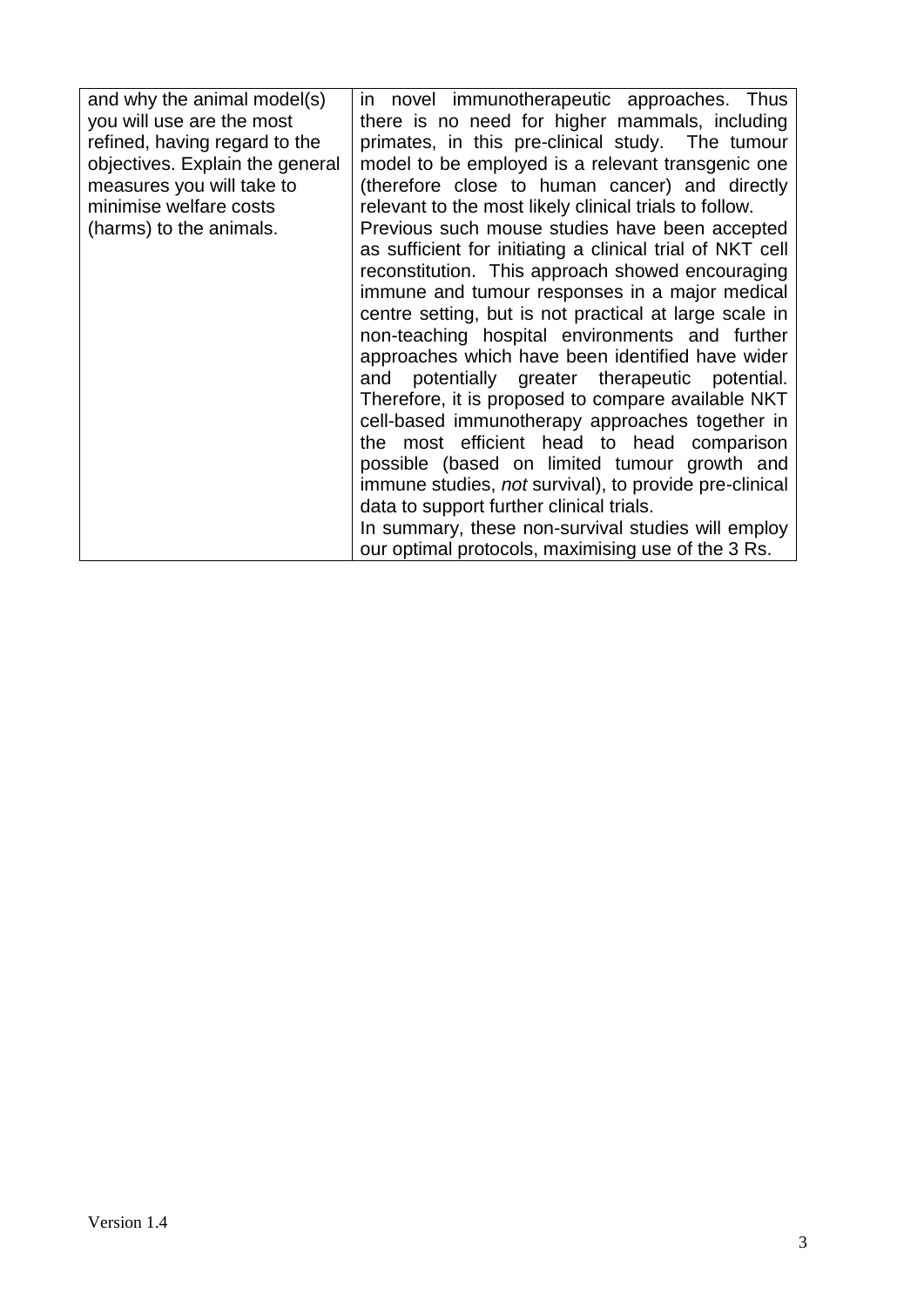| | |
|---|---|
| and why the animal model(s) you will use are the most refined, having regard to the objectives. Explain the general measures you will take to minimise welfare costs (harms) to the animals. | in novel immunotherapeutic approaches. Thus there is no need for higher mammals, including primates, in this pre-clinical study. The tumour model to be employed is a relevant transgenic one (therefore close to human cancer) and directly relevant to the most likely clinical trials to follow.<br>Previous such mouse studies have been accepted as sufficient for initiating a clinical trial of NKT cell reconstitution. This approach showed encouraging immune and tumour responses in a major medical centre setting, but is not practical at large scale in non-teaching hospital environments and further approaches which have been identified have wider and potentially greater therapeutic potential. Therefore, it is proposed to compare available NKT cell-based immunotherapy approaches together in the most efficient head to head comparison possible (based on limited tumour growth and immune studies, *not* survival), to provide pre-clinical data to support further clinical trials.<br>In summary, these non-survival studies will employ our optimal protocols, maximising use of the 3 Rs. |

Version 1.4